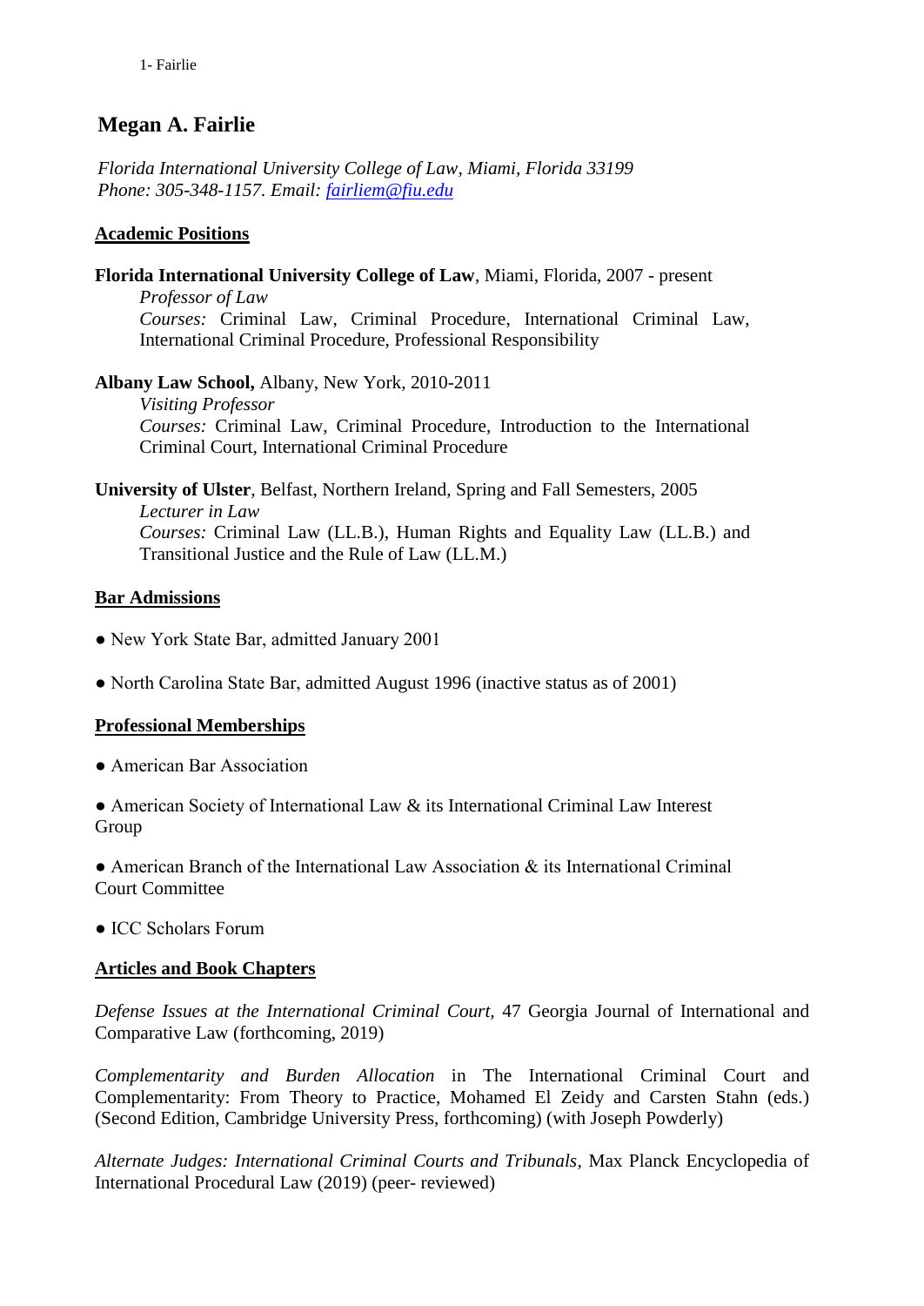# Megan A. Fairlie

*Florida International University College of Law, Miami, Florida 33199*
*Phone: 305-348-1157. Email: [fairliem@fiu.edu](mailto:fairliem@fiu.edu)*

## Academic Positions

**Florida International University College of Law**, Miami, Florida, 2007 - present
*Professor of Law*
*Courses:* Criminal Law, Criminal Procedure, International Criminal Law, International Criminal Procedure, Professional Responsibility

**Albany Law School,** Albany, New York, 2010-2011
*Visiting Professor*
*Courses:* Criminal Law, Criminal Procedure, Introduction to the International Criminal Court, International Criminal Procedure

**University of Ulster**, Belfast, Northern Ireland, Spring and Fall Semesters, 2005
*Lecturer in Law*
*Courses:* Criminal Law (LL.B.), Human Rights and Equality Law (LL.B.) and Transitional Justice and the Rule of Law (LL.M.)

## Bar Admissions

- New York State Bar, admitted January 2001
- North Carolina State Bar, admitted August 1996 (inactive status as of 2001)

## Professional Memberships

- American Bar Association
- American Society of International Law & its International Criminal Law Interest Group
- American Branch of the International Law Association & its International Criminal Court Committee
- ICC Scholars Forum

## Articles and Book Chapters

*Defense Issues at the International Criminal Court*, 47 Georgia Journal of International and Comparative Law (forthcoming, 2019)

*Complementarity and Burden Allocation* in The International Criminal Court and Complementarity: From Theory to Practice, Mohamed El Zeidy and Carsten Stahn (eds.) (Second Edition, Cambridge University Press, forthcoming) (with Joseph Powderly)

*Alternate Judges: International Criminal Courts and Tribunals*, Max Planck Encyclopedia of International Procedural Law (2019) (peer- reviewed)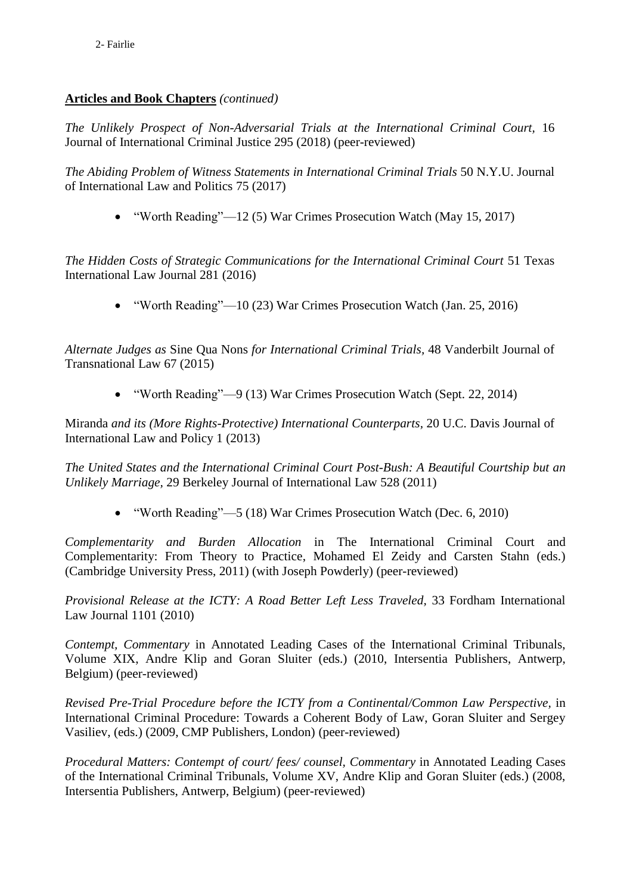**Articles and Book Chapters** *(continued)*

*The Unlikely Prospect of Non-Adversarial Trials at the International Criminal Court,* 16 Journal of International Criminal Justice 295 (2018) (peer-reviewed)

*The Abiding Problem of Witness Statements in International Criminal Trials* 50 N.Y.U. Journal of International Law and Politics 75 (2017)

- "Worth Reading"—12 (5) War Crimes Prosecution Watch (May 15, 2017)

*The Hidden Costs of Strategic Communications for the International Criminal Court* 51 Texas International Law Journal 281 (2016)

- "Worth Reading"—10 (23) War Crimes Prosecution Watch (Jan. 25, 2016)

*Alternate Judges as* Sine Qua Nons *for International Criminal Trials,* 48 Vanderbilt Journal of Transnational Law 67 (2015)

- "Worth Reading"—9 (13) War Crimes Prosecution Watch (Sept. 22, 2014)

Miranda *and its (More Rights-Protective) International Counterparts,* 20 U.C. Davis Journal of International Law and Policy 1 (2013)

*The United States and the International Criminal Court Post-Bush: A Beautiful Courtship but an Unlikely Marriage,* 29 Berkeley Journal of International Law 528 (2011)

- "Worth Reading"—5 (18) War Crimes Prosecution Watch (Dec. 6, 2010)

*Complementarity and Burden Allocation* in The International Criminal Court and Complementarity: From Theory to Practice, Mohamed El Zeidy and Carsten Stahn (eds.) (Cambridge University Press, 2011) (with Joseph Powderly) (peer-reviewed)

*Provisional Release at the ICTY: A Road Better Left Less Traveled,* 33 Fordham International Law Journal 1101 (2010)

*Contempt, Commentary* in Annotated Leading Cases of the International Criminal Tribunals, Volume XIX, Andre Klip and Goran Sluiter (eds.) (2010, Intersentia Publishers, Antwerp, Belgium) (peer-reviewed)

*Revised Pre-Trial Procedure before the ICTY from a Continental/Common Law Perspective,* in International Criminal Procedure: Towards a Coherent Body of Law, Goran Sluiter and Sergey Vasiliev, (eds.) (2009, CMP Publishers, London) (peer-reviewed)

*Procedural Matters: Contempt of court/ fees/ counsel, Commentary* in Annotated Leading Cases of the International Criminal Tribunals, Volume XV, Andre Klip and Goran Sluiter (eds.) (2008, Intersentia Publishers, Antwerp, Belgium) (peer-reviewed)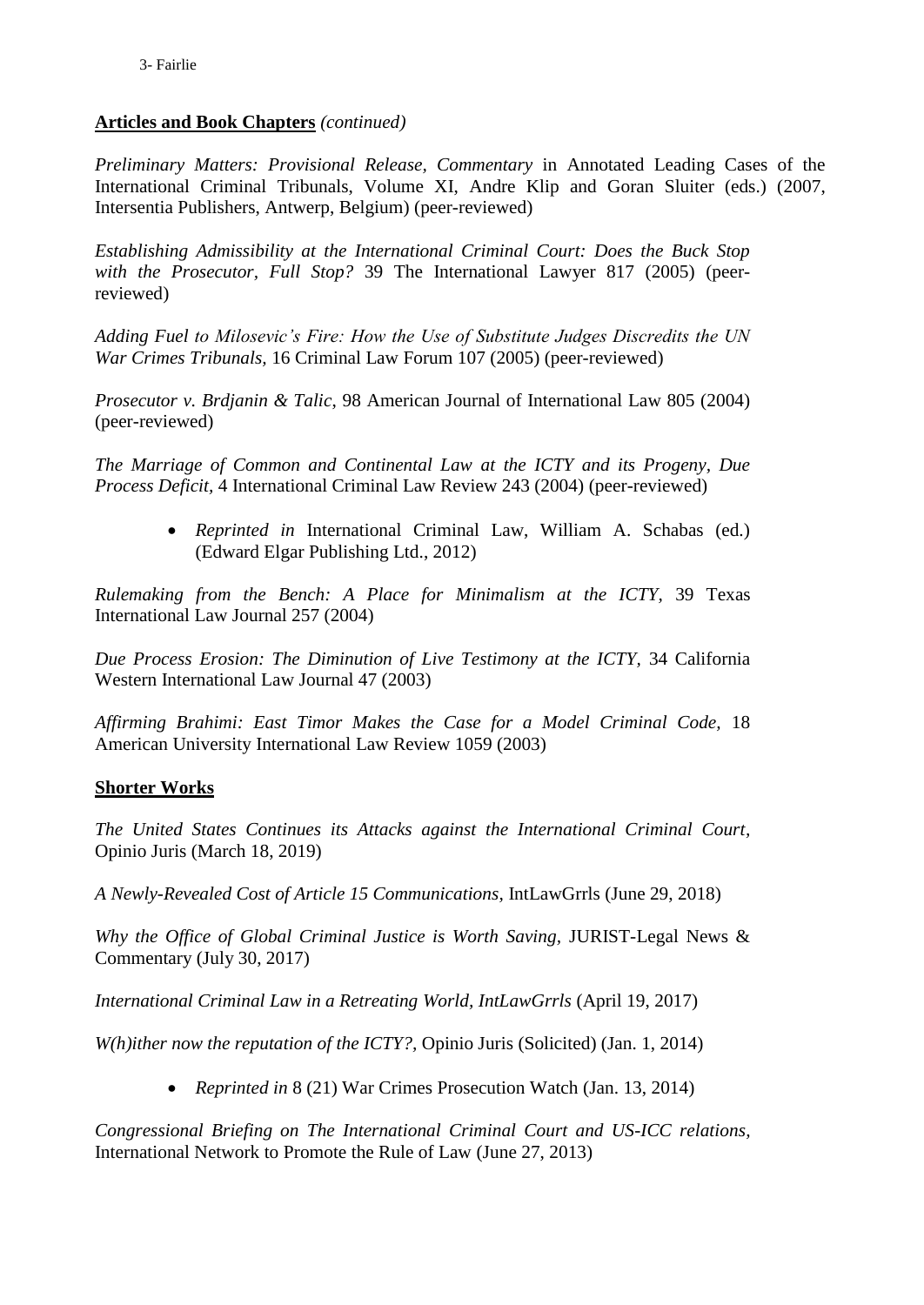**Articles and Book Chapters** *(continued)*

*Preliminary Matters: Provisional Release, Commentary* in Annotated Leading Cases of the International Criminal Tribunals, Volume XI, Andre Klip and Goran Sluiter (eds.) (2007, Intersentia Publishers, Antwerp, Belgium) (peer-reviewed)

*Establishing Admissibility at the International Criminal Court: Does the Buck Stop with the Prosecutor, Full Stop?* 39 The International Lawyer 817 (2005) (peer-reviewed)

*Adding Fuel to Milosevic's Fire: How the Use of Substitute Judges Discredits the UN War Crimes Tribunals*, 16 Criminal Law Forum 107 (2005) (peer-reviewed)

*Prosecutor v. Brdjanin & Talic*, 98 American Journal of International Law 805 (2004) (peer-reviewed)

*The Marriage of Common and Continental Law at the ICTY and its Progeny, Due Process Deficit,* 4 International Criminal Law Review 243 (2004) (peer-reviewed)

- *Reprinted in* International Criminal Law, William A. Schabas (ed.) (Edward Elgar Publishing Ltd., 2012)

*Rulemaking from the Bench: A Place for Minimalism at the ICTY,* 39 Texas International Law Journal 257 (2004)

*Due Process Erosion: The Diminution of Live Testimony at the ICTY,* 34 California Western International Law Journal 47 (2003)

*Affirming Brahimi: East Timor Makes the Case for a Model Criminal Code,* 18 American University International Law Review 1059 (2003)

**Shorter Works**

*The United States Continues its Attacks against the International Criminal Court*, Opinio Juris (March 18, 2019)

*A Newly-Revealed Cost of Article 15 Communications*, IntLawGrrls (June 29, 2018)

*Why the Office of Global Criminal Justice is Worth Saving,* JURIST-Legal News & Commentary (July 30, 2017)

*International Criminal Law in a Retreating World, IntLawGrrls* (April 19, 2017)

*W(h)ither now the reputation of the ICTY?,* Opinio Juris (Solicited) (Jan. 1, 2014)

- *Reprinted in* 8 (21) War Crimes Prosecution Watch (Jan. 13, 2014)

*Congressional Briefing on The International Criminal Court and US-ICC relations*, International Network to Promote the Rule of Law (June 27, 2013)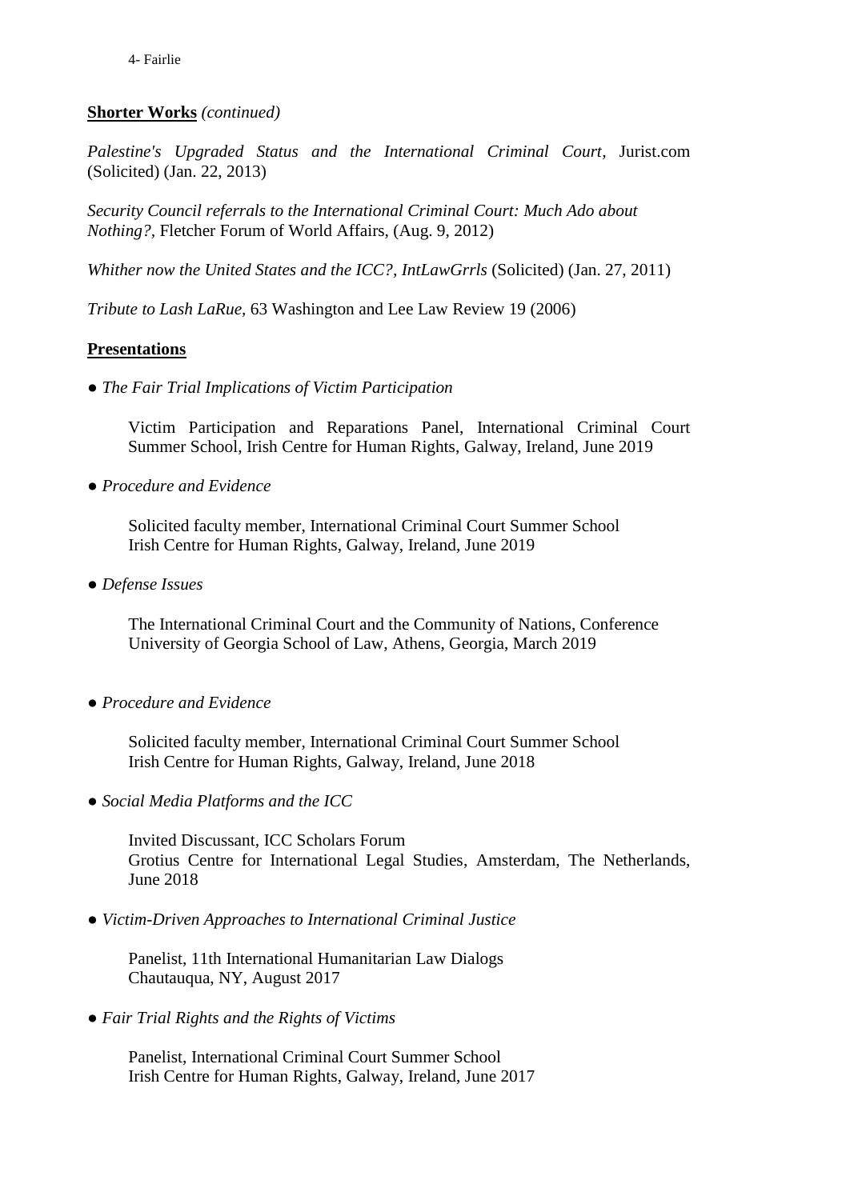**Shorter Works** *(continued)*

*Palestine's Upgraded Status and the International Criminal Court*, Jurist.com (Solicited) (Jan. 22, 2013)

*Security Council referrals to the International Criminal Court: Much Ado about Nothing?*, Fletcher Forum of World Affairs, (Aug. 9, 2012)

*Whither now the United States and the ICC?, IntLawGrrls* (Solicited) (Jan. 27, 2011)

*Tribute to Lash LaRue*, 63 Washington and Lee Law Review 19 (2006)

**Presentations**

● *The Fair Trial Implications of Victim Participation*

Victim Participation and Reparations Panel, International Criminal Court Summer School, Irish Centre for Human Rights, Galway, Ireland, June 2019

● *Procedure and Evidence*

Solicited faculty member, International Criminal Court Summer School
Irish Centre for Human Rights, Galway, Ireland, June 2019

● *Defense Issues*

The International Criminal Court and the Community of Nations, Conference
University of Georgia School of Law, Athens, Georgia, March 2019

● *Procedure and Evidence*

Solicited faculty member, International Criminal Court Summer School
Irish Centre for Human Rights, Galway, Ireland, June 2018

● *Social Media Platforms and the ICC*

Invited Discussant, ICC Scholars Forum
Grotius Centre for International Legal Studies, Amsterdam, The Netherlands, June 2018

● *Victim-Driven Approaches to International Criminal Justice*

Panelist, 11th International Humanitarian Law Dialogs
Chautauqua, NY, August 2017

● *Fair Trial Rights and the Rights of Victims*

Panelist, International Criminal Court Summer School
Irish Centre for Human Rights, Galway, Ireland, June 2017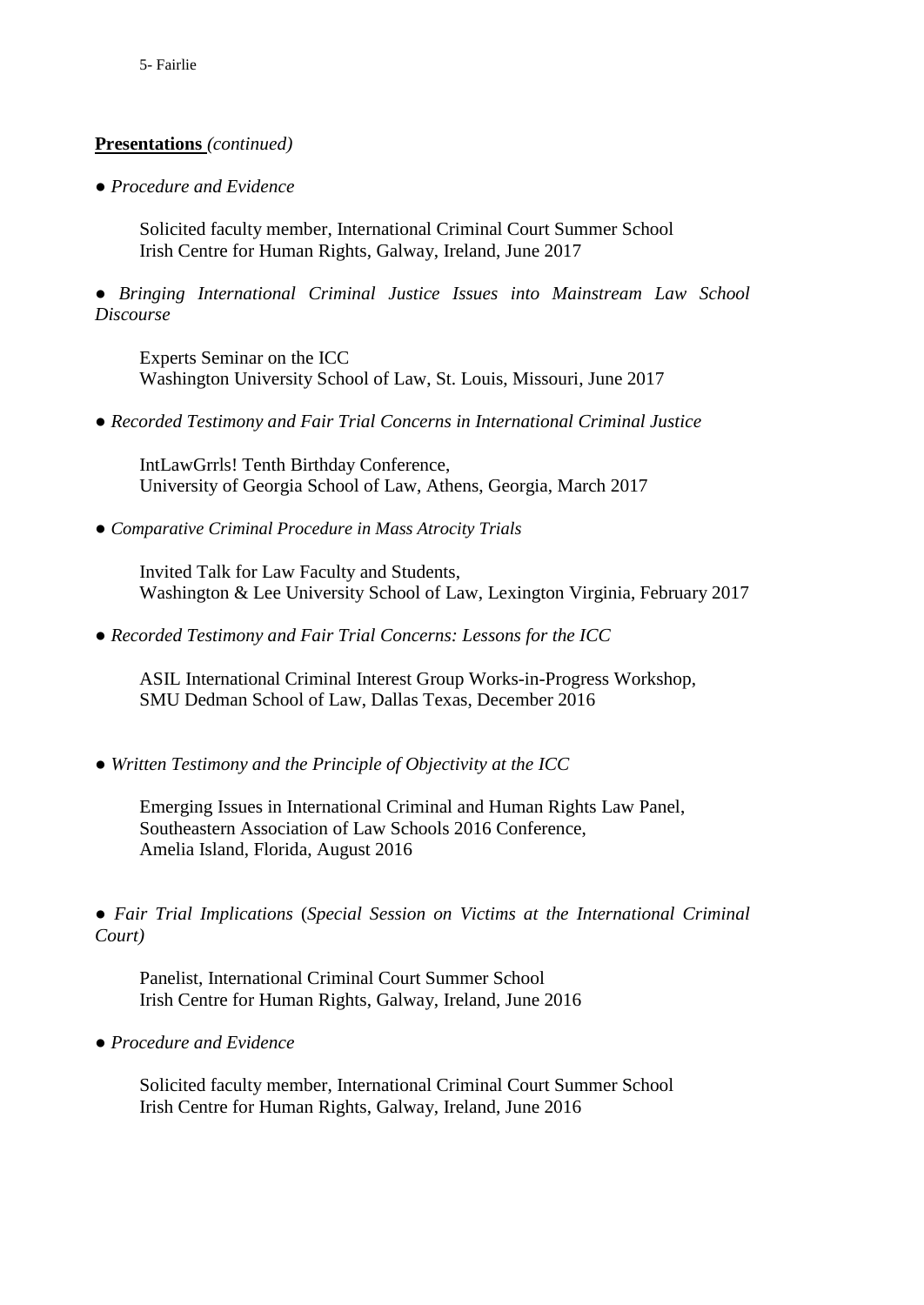**Presentations** *(continued)*

● *Procedure and Evidence*

Solicited faculty member, International Criminal Court Summer School
Irish Centre for Human Rights, Galway, Ireland, June 2017

● *Bringing International Criminal Justice Issues into Mainstream Law School Discourse*

Experts Seminar on the ICC
Washington University School of Law, St. Louis, Missouri, June 2017

● *Recorded Testimony and Fair Trial Concerns in International Criminal Justice*

IntLawGrrls! Tenth Birthday Conference,
University of Georgia School of Law, Athens, Georgia, March 2017

● *Comparative Criminal Procedure in Mass Atrocity Trials*

Invited Talk for Law Faculty and Students,
Washington & Lee University School of Law, Lexington Virginia, February 2017

● *Recorded Testimony and Fair Trial Concerns: Lessons for the ICC*

ASIL International Criminal Interest Group Works-in-Progress Workshop,
SMU Dedman School of Law, Dallas Texas, December 2016

● *Written Testimony and the Principle of Objectivity at the ICC*

Emerging Issues in International Criminal and Human Rights Law Panel,
Southeastern Association of Law Schools 2016 Conference,
Amelia Island, Florida, August 2016

● *Fair Trial Implications* (*Special Session on Victims at the International Criminal Court)*

Panelist, International Criminal Court Summer School
Irish Centre for Human Rights, Galway, Ireland, June 2016

● *Procedure and Evidence*

Solicited faculty member, International Criminal Court Summer School
Irish Centre for Human Rights, Galway, Ireland, June 2016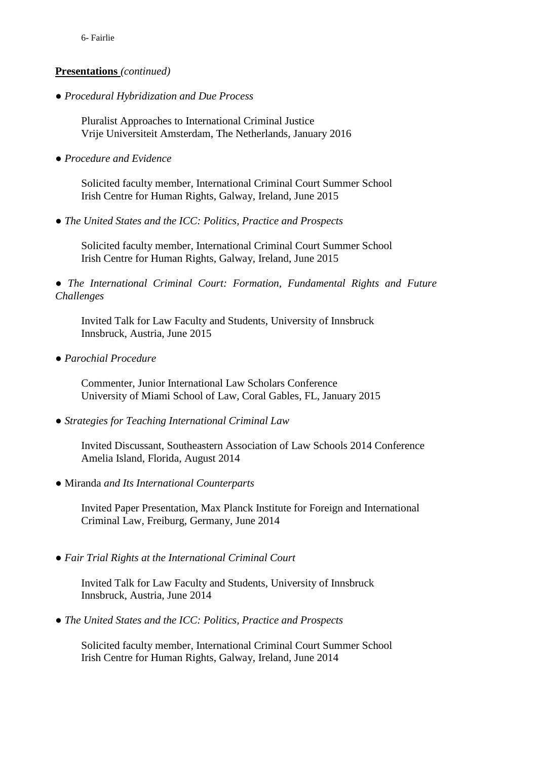**Presentations** *(continued)*

● *Procedural Hybridization and Due Process*

Pluralist Approaches to International Criminal Justice
Vrije Universiteit Amsterdam, The Netherlands, January 2016

● *Procedure and Evidence*

Solicited faculty member, International Criminal Court Summer School
Irish Centre for Human Rights, Galway, Ireland, June 2015

● *The United States and the ICC: Politics, Practice and Prospects*

Solicited faculty member, International Criminal Court Summer School
Irish Centre for Human Rights, Galway, Ireland, June 2015

● *The International Criminal Court: Formation, Fundamental Rights and Future Challenges*

Invited Talk for Law Faculty and Students, University of Innsbruck
Innsbruck, Austria, June 2015

● *Parochial Procedure*

Commenter, Junior International Law Scholars Conference
University of Miami School of Law, Coral Gables, FL, January 2015

● *Strategies for Teaching International Criminal Law*

Invited Discussant, Southeastern Association of Law Schools 2014 Conference
Amelia Island, Florida, August 2014

● Miranda *and Its International Counterparts*

Invited Paper Presentation, Max Planck Institute for Foreign and International Criminal Law, Freiburg, Germany, June 2014

● *Fair Trial Rights at the International Criminal Court*

Invited Talk for Law Faculty and Students, University of Innsbruck
Innsbruck, Austria, June 2014

● *The United States and the ICC: Politics, Practice and Prospects*

Solicited faculty member, International Criminal Court Summer School
Irish Centre for Human Rights, Galway, Ireland, June 2014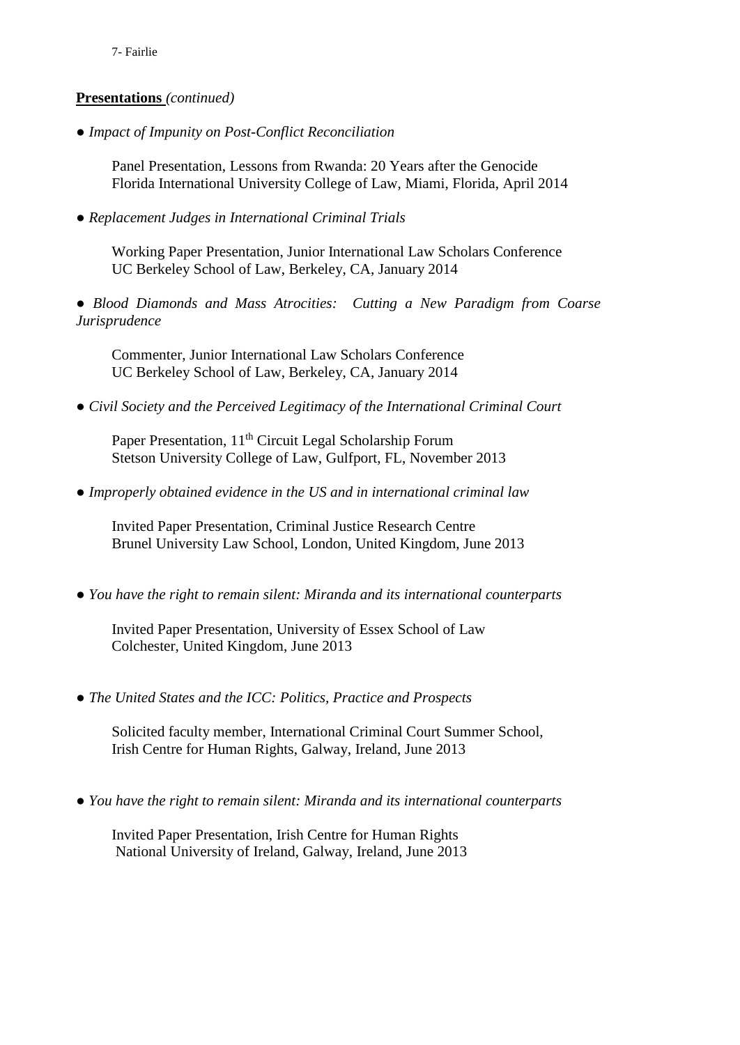**Presentations** *(continued)*

● *Impact of Impunity on Post-Conflict Reconciliation*

Panel Presentation, Lessons from Rwanda: 20 Years after the Genocide
Florida International University College of Law, Miami, Florida, April 2014

● *Replacement Judges in International Criminal Trials*

Working Paper Presentation, Junior International Law Scholars Conference
UC Berkeley School of Law, Berkeley, CA, January 2014

● *Blood Diamonds and Mass Atrocities: Cutting a New Paradigm from Coarse Jurisprudence*

Commenter, Junior International Law Scholars Conference
UC Berkeley School of Law, Berkeley, CA, January 2014

● *Civil Society and the Perceived Legitimacy of the International Criminal Court*

Paper Presentation, 11th Circuit Legal Scholarship Forum
Stetson University College of Law, Gulfport, FL, November 2013

● *Improperly obtained evidence in the US and in international criminal law*

Invited Paper Presentation, Criminal Justice Research Centre
Brunel University Law School, London, United Kingdom, June 2013

● *You have the right to remain silent: Miranda and its international counterparts*

Invited Paper Presentation, University of Essex School of Law
Colchester, United Kingdom, June 2013

● *The United States and the ICC: Politics, Practice and Prospects*

Solicited faculty member, International Criminal Court Summer School,
Irish Centre for Human Rights, Galway, Ireland, June 2013

● *You have the right to remain silent: Miranda and its international counterparts*

Invited Paper Presentation, Irish Centre for Human Rights
National University of Ireland, Galway, Ireland, June 2013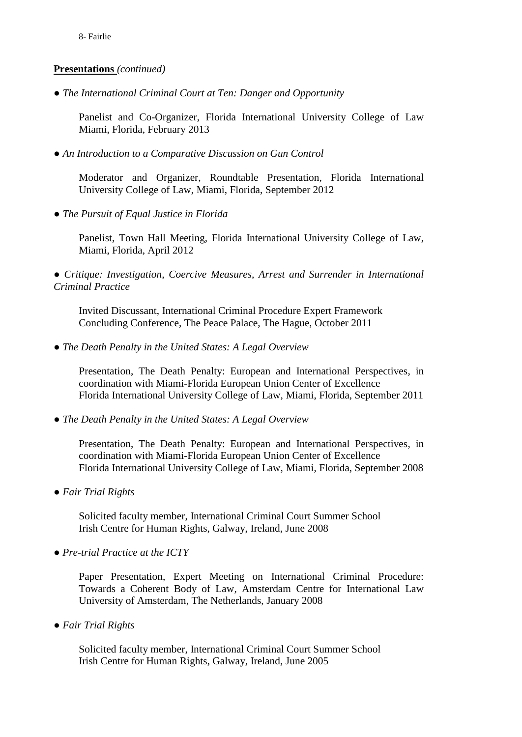**Presentations** *(continued)*

● *The International Criminal Court at Ten: Danger and Opportunity*

Panelist and Co-Organizer, Florida International University College of Law Miami, Florida, February 2013

● *An Introduction to a Comparative Discussion on Gun Control*

Moderator and Organizer, Roundtable Presentation, Florida International University College of Law, Miami, Florida, September 2012

● *The Pursuit of Equal Justice in Florida*

Panelist, Town Hall Meeting, Florida International University College of Law, Miami, Florida, April 2012

● *Critique: Investigation, Coercive Measures, Arrest and Surrender in International Criminal Practice*

Invited Discussant, International Criminal Procedure Expert Framework Concluding Conference, The Peace Palace, The Hague, October 2011

● *The Death Penalty in the United States: A Legal Overview*

Presentation, The Death Penalty: European and International Perspectives, in coordination with Miami-Florida European Union Center of Excellence Florida International University College of Law, Miami, Florida, September 2011

● *The Death Penalty in the United States: A Legal Overview*

Presentation, The Death Penalty: European and International Perspectives, in coordination with Miami-Florida European Union Center of Excellence Florida International University College of Law, Miami, Florida, September 2008

● *Fair Trial Rights*

Solicited faculty member, International Criminal Court Summer School Irish Centre for Human Rights, Galway, Ireland, June 2008

● *Pre-trial Practice at the ICTY*

Paper Presentation, Expert Meeting on International Criminal Procedure: Towards a Coherent Body of Law, Amsterdam Centre for International Law University of Amsterdam, The Netherlands, January 2008

● *Fair Trial Rights*

Solicited faculty member, International Criminal Court Summer School Irish Centre for Human Rights, Galway, Ireland, June 2005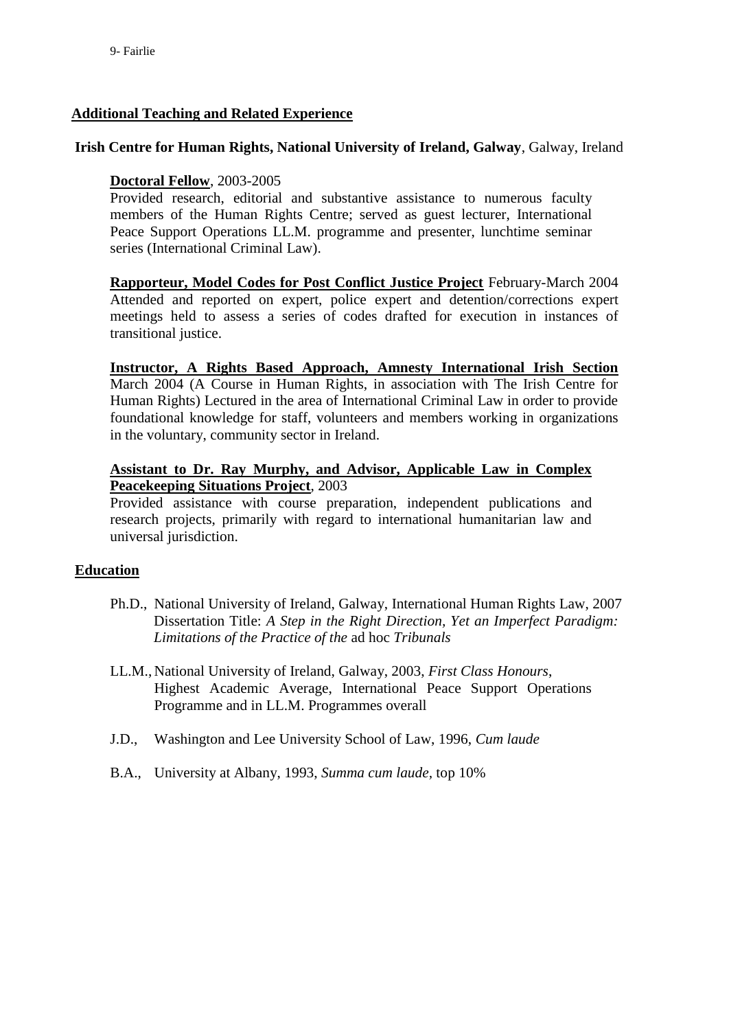## Additional Teaching and Related Experience

**Irish Centre for Human Rights, National University of Ireland, Galway**, Galway, Ireland

**Doctoral Fellow**, 2003-2005
Provided research, editorial and substantive assistance to numerous faculty members of the Human Rights Centre; served as guest lecturer, International Peace Support Operations LL.M. programme and presenter, lunchtime seminar series (International Criminal Law).

**Rapporteur, Model Codes for Post Conflict Justice Project** February-March 2004
Attended and reported on expert, police expert and detention/corrections expert meetings held to assess a series of codes drafted for execution in instances of transitional justice.

**Instructor, A Rights Based Approach, Amnesty International Irish Section** March 2004 (A Course in Human Rights, in association with The Irish Centre for Human Rights) Lectured in the area of International Criminal Law in order to provide foundational knowledge for staff, volunteers and members working in organizations in the voluntary, community sector in Ireland.

**Assistant to Dr. Ray Murphy, and Advisor, Applicable Law in Complex Peacekeeping Situations Project**, 2003
Provided assistance with course preparation, independent publications and research projects, primarily with regard to international humanitarian law and universal jurisdiction.

## Education

Ph.D., National University of Ireland, Galway, International Human Rights Law, 2007
Dissertation Title: *A Step in the Right Direction, Yet an Imperfect Paradigm: Limitations of the Practice of the* ad hoc *Tribunals*

LL.M., National University of Ireland, Galway, 2003, *First Class Honours*, Highest Academic Average, International Peace Support Operations Programme and in LL.M. Programmes overall

J.D., Washington and Lee University School of Law, 1996, *Cum laude*

B.A., University at Albany, 1993, *Summa cum laude*, top 10%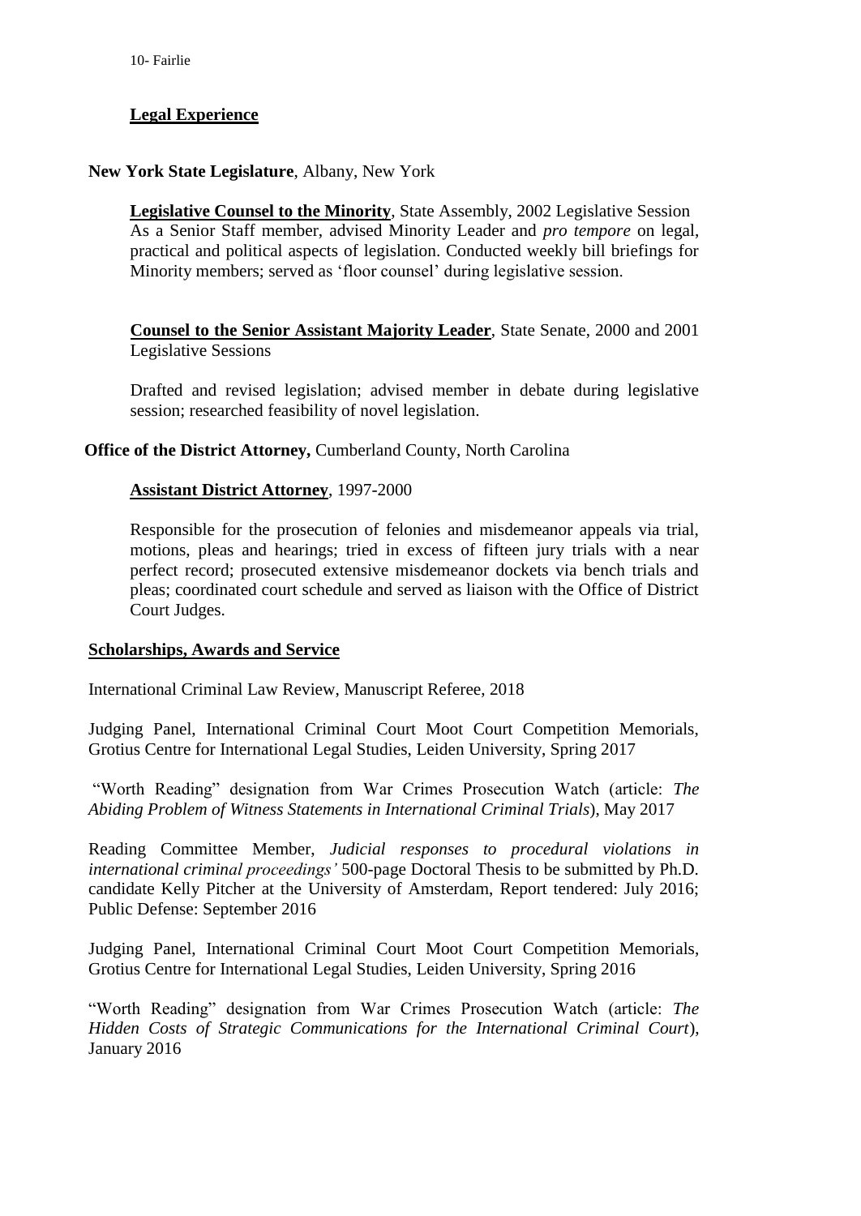## Legal Experience

**New York State Legislature**, Albany, New York

**Legislative Counsel to the Minority**, State Assembly, 2002 Legislative Session
As a Senior Staff member, advised Minority Leader and *pro tempore* on legal, practical and political aspects of legislation. Conducted weekly bill briefings for Minority members; served as 'floor counsel' during legislative session.

**Counsel to the Senior Assistant Majority Leader**, State Senate, 2000 and 2001 Legislative Sessions

Drafted and revised legislation; advised member in debate during legislative session; researched feasibility of novel legislation.

**Office of the District Attorney,** Cumberland County, North Carolina

**Assistant District Attorney**, 1997-2000

Responsible for the prosecution of felonies and misdemeanor appeals via trial, motions, pleas and hearings; tried in excess of fifteen jury trials with a near perfect record; prosecuted extensive misdemeanor dockets via bench trials and pleas; coordinated court schedule and served as liaison with the Office of District Court Judges.

## Scholarships, Awards and Service

International Criminal Law Review, Manuscript Referee, 2018

Judging Panel, International Criminal Court Moot Court Competition Memorials, Grotius Centre for International Legal Studies, Leiden University, Spring 2017

"Worth Reading" designation from War Crimes Prosecution Watch (article: *The Abiding Problem of Witness Statements in International Criminal Trials*), May 2017

Reading Committee Member, *Judicial responses to procedural violations in international criminal proceedings'* 500-page Doctoral Thesis to be submitted by Ph.D. candidate Kelly Pitcher at the University of Amsterdam, Report tendered: July 2016; Public Defense: September 2016

Judging Panel, International Criminal Court Moot Court Competition Memorials, Grotius Centre for International Legal Studies, Leiden University, Spring 2016

"Worth Reading" designation from War Crimes Prosecution Watch (article: *The Hidden Costs of Strategic Communications for the International Criminal Court*), January 2016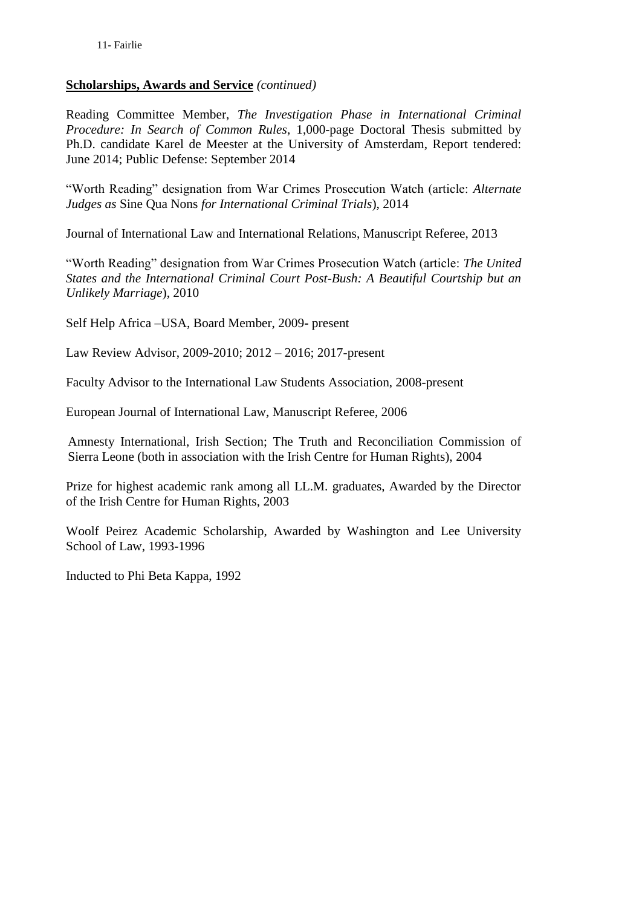**Scholarships, Awards and Service** *(continued)*

Reading Committee Member, *The Investigation Phase in International Criminal Procedure: In Search of Common Rules*, 1,000-page Doctoral Thesis submitted by Ph.D. candidate Karel de Meester at the University of Amsterdam, Report tendered: June 2014; Public Defense: September 2014

"Worth Reading" designation from War Crimes Prosecution Watch (article: *Alternate Judges as* Sine Qua Nons *for International Criminal Trials*), 2014

Journal of International Law and International Relations, Manuscript Referee, 2013

"Worth Reading" designation from War Crimes Prosecution Watch (article: *The United States and the International Criminal Court Post-Bush: A Beautiful Courtship but an Unlikely Marriage*), 2010

Self Help Africa –USA, Board Member, 2009- present

Law Review Advisor, 2009-2010; 2012 – 2016; 2017-present

Faculty Advisor to the International Law Students Association, 2008-present

European Journal of International Law, Manuscript Referee, 2006

Amnesty International, Irish Section; The Truth and Reconciliation Commission of Sierra Leone (both in association with the Irish Centre for Human Rights), 2004

Prize for highest academic rank among all LL.M. graduates, Awarded by the Director of the Irish Centre for Human Rights, 2003

Woolf Peirez Academic Scholarship, Awarded by Washington and Lee University School of Law, 1993-1996

Inducted to Phi Beta Kappa, 1992